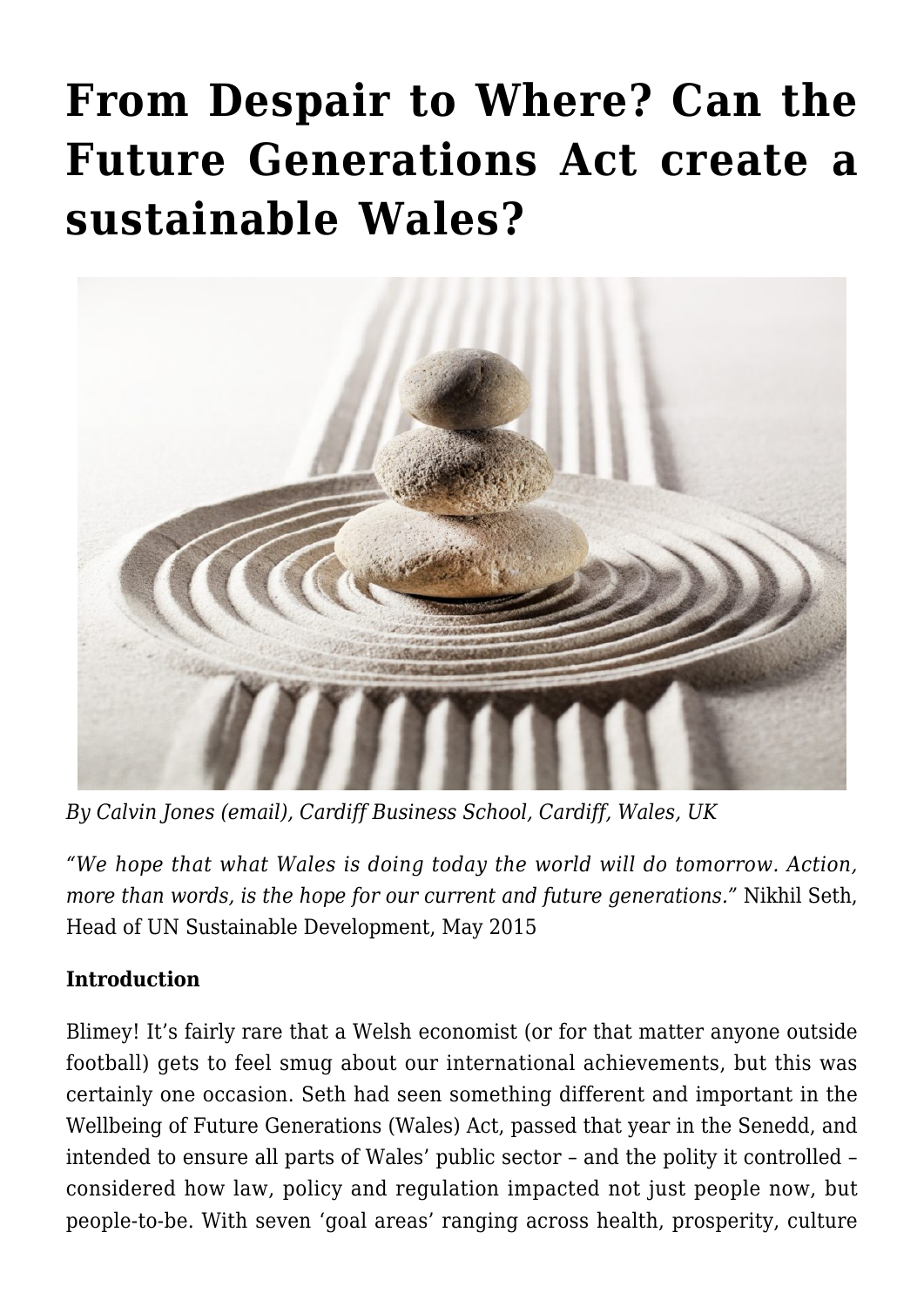# From Despair to Where? Can the Future Generations Act create a sustainable Wales?

*By Calvin Jones (email), Cardiff Business School, Cardiff, Wales, UK*

*"We hope that what Wales is doing today the world will do tomorrow. Action, more than words, is the hope for our current and future generations."* Nikhil Seth, Head of UN Sustainable Development, May 2015

**Introduction**

Blimey! It's fairly rare that a Welsh economist (or for that matter anyone outside football) gets to feel smug about our international achievements, but this was certainly one occasion. Seth had seen something different and important in the Wellbeing of Future Generations (Wales) Act, passed that year in the Senedd, and intended to ensure all parts of Wales' public sector – and the polity it controlled – considered how law, policy and regulation impacted not just people now, but people-to-be. With seven 'goal areas' ranging across health, prosperity, culture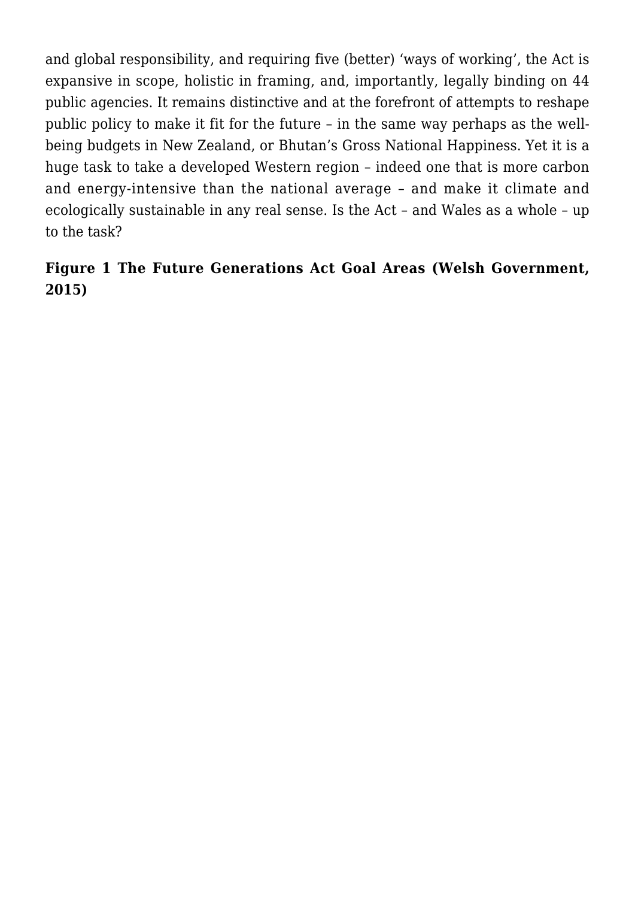and global responsibility, and requiring five (better) 'ways of working', the Act is expansive in scope, holistic in framing, and, importantly, legally binding on 44 public agencies. It remains distinctive and at the forefront of attempts to reshape public policy to make it fit for the future – in the same way perhaps as the well-being budgets in New Zealand, or Bhutan's Gross National Happiness. Yet it is a huge task to take a developed Western region – indeed one that is more carbon and energy-intensive than the national average – and make it climate and ecologically sustainable in any real sense. Is the Act – and Wales as a whole – up to the task?

**Figure 1 The Future Generations Act Goal Areas (Welsh Government, 2015)**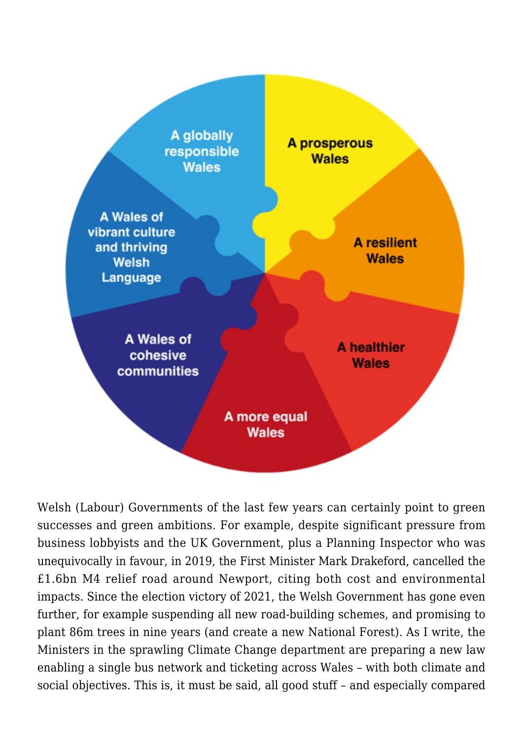- A globally responsible Wales
- A prosperous Wales
- A resilient Wales
- A healthier Wales
- A more equal Wales
- A Wales of cohesive communities
- A Wales of vibrant culture and thriving Welsh Language

Welsh (Labour) Governments of the last few years can certainly point to green successes and green ambitions. For example, despite significant pressure from business lobbyists and the UK Government, plus a Planning Inspector who was unequivocally in favour, in 2019, the First Minister Mark Drakeford, cancelled the £1.6bn M4 relief road around Newport, citing both cost and environmental impacts. Since the election victory of 2021, the Welsh Government has gone even further, for example suspending all new road-building schemes, and promising to plant 86m trees in nine years (and create a new National Forest). As I write, the Ministers in the sprawling Climate Change department are preparing a new law enabling a single bus network and ticketing across Wales – with both climate and social objectives. This is, it must be said, all good stuff – and especially compared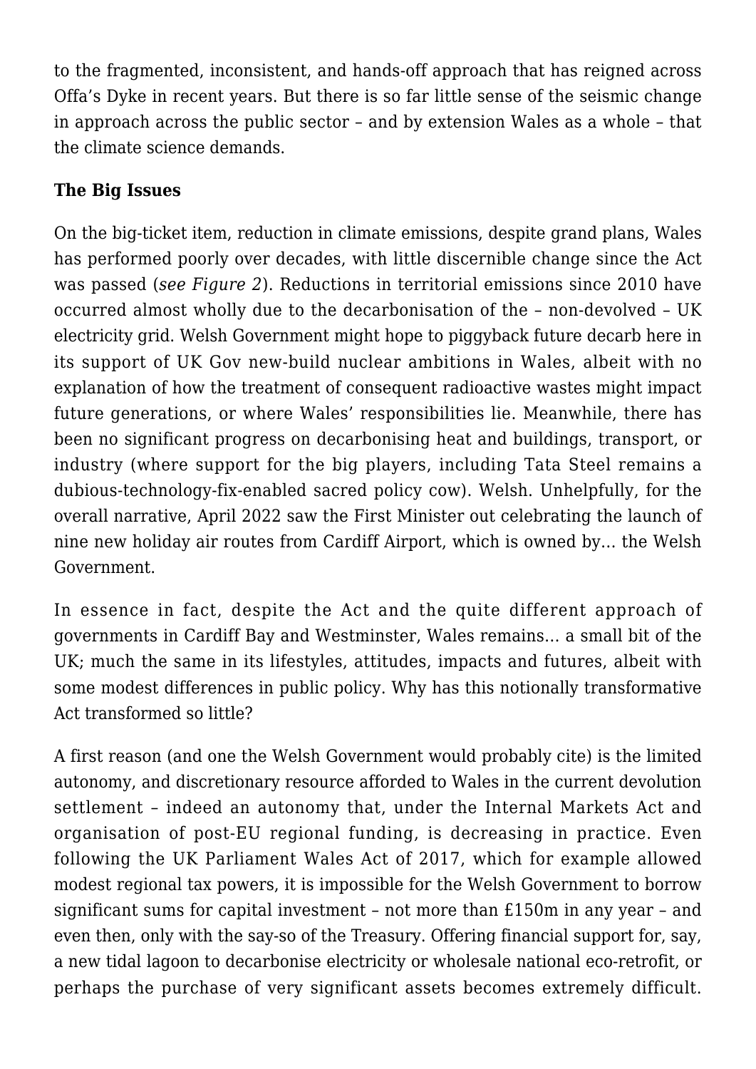to the fragmented, inconsistent, and hands-off approach that has reigned across Offa's Dyke in recent years. But there is so far little sense of the seismic change in approach across the public sector – and by extension Wales as a whole – that the climate science demands.

**The Big Issues**

On the big-ticket item, reduction in climate emissions, despite grand plans, Wales has performed poorly over decades, with little discernible change since the Act was passed (*see Figure 2*). Reductions in territorial emissions since 2010 have occurred almost wholly due to the decarbonisation of the – non-devolved – UK electricity grid. Welsh Government might hope to piggyback future decarb here in its support of UK Gov new-build nuclear ambitions in Wales, albeit with no explanation of how the treatment of consequent radioactive wastes might impact future generations, or where Wales' responsibilities lie. Meanwhile, there has been no significant progress on decarbonising heat and buildings, transport, or industry (where support for the big players, including Tata Steel remains a dubious-technology-fix-enabled sacred policy cow). Welsh. Unhelpfully, for the overall narrative, April 2022 saw the First Minister out celebrating the launch of nine new holiday air routes from Cardiff Airport, which is owned by… the Welsh Government.

In essence in fact, despite the Act and the quite different approach of governments in Cardiff Bay and Westminster, Wales remains… a small bit of the UK; much the same in its lifestyles, attitudes, impacts and futures, albeit with some modest differences in public policy. Why has this notionally transformative Act transformed so little?

A first reason (and one the Welsh Government would probably cite) is the limited autonomy, and discretionary resource afforded to Wales in the current devolution settlement – indeed an autonomy that, under the Internal Markets Act and organisation of post-EU regional funding, is decreasing in practice. Even following the UK Parliament Wales Act of 2017, which for example allowed modest regional tax powers, it is impossible for the Welsh Government to borrow significant sums for capital investment – not more than £150m in any year – and even then, only with the say-so of the Treasury. Offering financial support for, say, a new tidal lagoon to decarbonise electricity or wholesale national eco-retrofit, or perhaps the purchase of very significant assets becomes extremely difficult.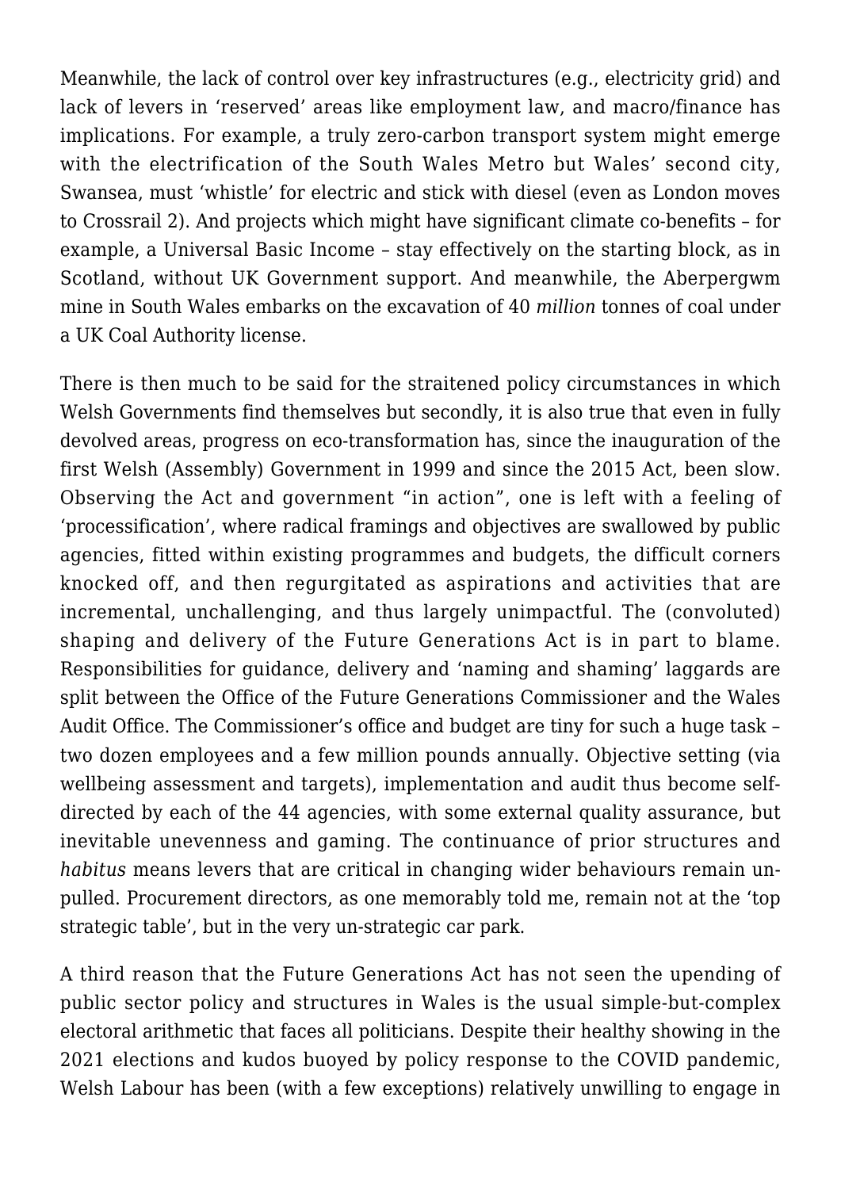Meanwhile, the lack of control over key infrastructures (e.g., electricity grid) and lack of levers in 'reserved' areas like employment law, and macro/finance has implications. For example, a truly zero-carbon transport system might emerge with the electrification of the South Wales Metro but Wales' second city, Swansea, must 'whistle' for electric and stick with diesel (even as London moves to Crossrail 2). And projects which might have significant climate co-benefits – for example, a Universal Basic Income – stay effectively on the starting block, as in Scotland, without UK Government support. And meanwhile, the Aberpergwm mine in South Wales embarks on the excavation of 40 *million* tonnes of coal under a UK Coal Authority license.

There is then much to be said for the straitened policy circumstances in which Welsh Governments find themselves but secondly, it is also true that even in fully devolved areas, progress on eco-transformation has, since the inauguration of the first Welsh (Assembly) Government in 1999 and since the 2015 Act, been slow. Observing the Act and government "in action", one is left with a feeling of 'processification', where radical framings and objectives are swallowed by public agencies, fitted within existing programmes and budgets, the difficult corners knocked off, and then regurgitated as aspirations and activities that are incremental, unchallenging, and thus largely unimpactful. The (convoluted) shaping and delivery of the Future Generations Act is in part to blame. Responsibilities for guidance, delivery and 'naming and shaming' laggards are split between the Office of the Future Generations Commissioner and the Wales Audit Office. The Commissioner's office and budget are tiny for such a huge task – two dozen employees and a few million pounds annually. Objective setting (via wellbeing assessment and targets), implementation and audit thus become self-directed by each of the 44 agencies, with some external quality assurance, but inevitable unevenness and gaming. The continuance of prior structures and *habitus* means levers that are critical in changing wider behaviours remain un-pulled. Procurement directors, as one memorably told me, remain not at the 'top strategic table', but in the very un-strategic car park.

A third reason that the Future Generations Act has not seen the upending of public sector policy and structures in Wales is the usual simple-but-complex electoral arithmetic that faces all politicians. Despite their healthy showing in the 2021 elections and kudos buoyed by policy response to the COVID pandemic, Welsh Labour has been (with a few exceptions) relatively unwilling to engage in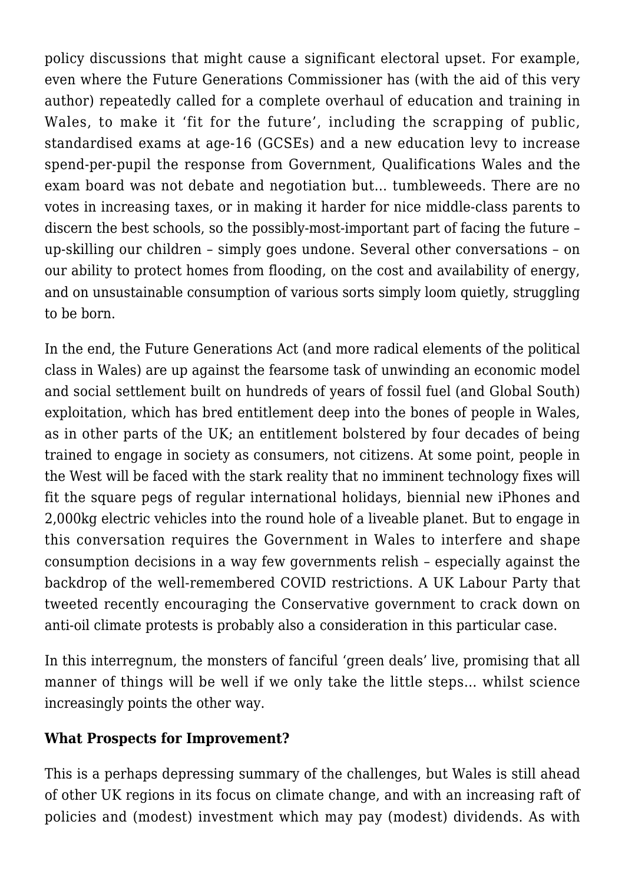policy discussions that might cause a significant electoral upset. For example, even where the Future Generations Commissioner has (with the aid of this very author) repeatedly called for a complete overhaul of education and training in Wales, to make it 'fit for the future', including the scrapping of public, standardised exams at age-16 (GCSEs) and a new education levy to increase spend-per-pupil the response from Government, Qualifications Wales and the exam board was not debate and negotiation but… tumbleweeds. There are no votes in increasing taxes, or in making it harder for nice middle-class parents to discern the best schools, so the possibly-most-important part of facing the future – up-skilling our children – simply goes undone. Several other conversations – on our ability to protect homes from flooding, on the cost and availability of energy, and on unsustainable consumption of various sorts simply loom quietly, struggling to be born.

In the end, the Future Generations Act (and more radical elements of the political class in Wales) are up against the fearsome task of unwinding an economic model and social settlement built on hundreds of years of fossil fuel (and Global South) exploitation, which has bred entitlement deep into the bones of people in Wales, as in other parts of the UK; an entitlement bolstered by four decades of being trained to engage in society as consumers, not citizens. At some point, people in the West will be faced with the stark reality that no imminent technology fixes will fit the square pegs of regular international holidays, biennial new iPhones and 2,000kg electric vehicles into the round hole of a liveable planet. But to engage in this conversation requires the Government in Wales to interfere and shape consumption decisions in a way few governments relish – especially against the backdrop of the well-remembered COVID restrictions. A UK Labour Party that tweeted recently encouraging the Conservative government to crack down on anti-oil climate protests is probably also a consideration in this particular case.

In this interregnum, the monsters of fanciful 'green deals' live, promising that all manner of things will be well if we only take the little steps… whilst science increasingly points the other way.

**What Prospects for Improvement?**

This is a perhaps depressing summary of the challenges, but Wales is still ahead of other UK regions in its focus on climate change, and with an increasing raft of policies and (modest) investment which may pay (modest) dividends. As with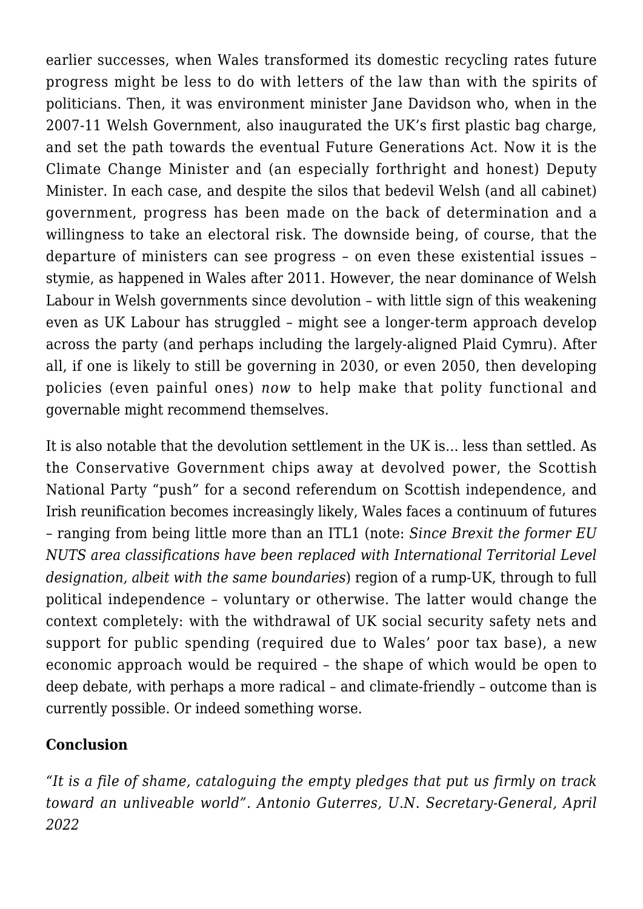earlier successes, when Wales transformed its domestic recycling rates future progress might be less to do with letters of the law than with the spirits of politicians. Then, it was environment minister Jane Davidson who, when in the 2007-11 Welsh Government, also inaugurated the UK's first plastic bag charge, and set the path towards the eventual Future Generations Act. Now it is the Climate Change Minister and (an especially forthright and honest) Deputy Minister. In each case, and despite the silos that bedevil Welsh (and all cabinet) government, progress has been made on the back of determination and a willingness to take an electoral risk. The downside being, of course, that the departure of ministers can see progress – on even these existential issues – stymie, as happened in Wales after 2011. However, the near dominance of Welsh Labour in Welsh governments since devolution – with little sign of this weakening even as UK Labour has struggled – might see a longer-term approach develop across the party (and perhaps including the largely-aligned Plaid Cymru). After all, if one is likely to still be governing in 2030, or even 2050, then developing policies (even painful ones) *now* to help make that polity functional and governable might recommend themselves.

It is also notable that the devolution settlement in the UK is… less than settled. As the Conservative Government chips away at devolved power, the Scottish National Party "push" for a second referendum on Scottish independence, and Irish reunification becomes increasingly likely, Wales faces a continuum of futures – ranging from being little more than an ITL1 (note: *Since Brexit the former EU NUTS area classifications have been replaced with International Territorial Level designation, albeit with the same boundaries*) region of a rump-UK, through to full political independence – voluntary or otherwise. The latter would change the context completely: with the withdrawal of UK social security safety nets and support for public spending (required due to Wales' poor tax base), a new economic approach would be required – the shape of which would be open to deep debate, with perhaps a more radical – and climate-friendly – outcome than is currently possible. Or indeed something worse.

## Conclusion

*"It is a file of shame, cataloguing the empty pledges that put us firmly on track toward an unliveable world". Antonio Guterres, U.N. Secretary-General, April 2022*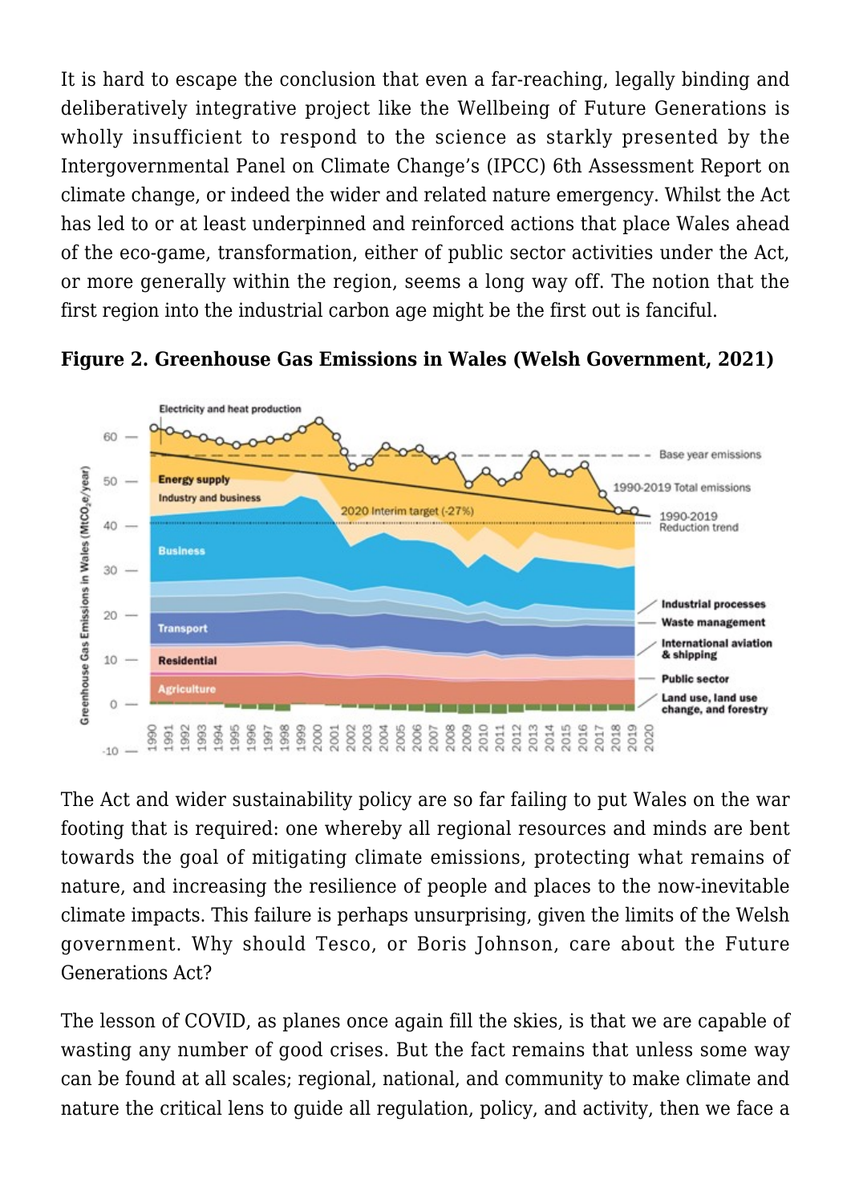It is hard to escape the conclusion that even a far-reaching, legally binding and deliberatively integrative project like the Wellbeing of Future Generations is wholly insufficient to respond to the science as starkly presented by the Intergovernmental Panel on Climate Change's (IPCC) 6th Assessment Report on climate change, or indeed the wider and related nature emergency. Whilst the Act has led to or at least underpinned and reinforced actions that place Wales ahead of the eco-game, transformation, either of public sector activities under the Act, or more generally within the region, seems a long way off. The notion that the first region into the industrial carbon age might be the first out is fanciful.

**Figure 2. Greenhouse Gas Emissions in Wales (Welsh Government, 2021)**

The Act and wider sustainability policy are so far failing to put Wales on the war footing that is required: one whereby all regional resources and minds are bent towards the goal of mitigating climate emissions, protecting what remains of nature, and increasing the resilience of people and places to the now-inevitable climate impacts. This failure is perhaps unsurprising, given the limits of the Welsh government. Why should Tesco, or Boris Johnson, care about the Future Generations Act?

The lesson of COVID, as planes once again fill the skies, is that we are capable of wasting any number of good crises. But the fact remains that unless some way can be found at all scales; regional, national, and community to make climate and nature the critical lens to guide all regulation, policy, and activity, then we face a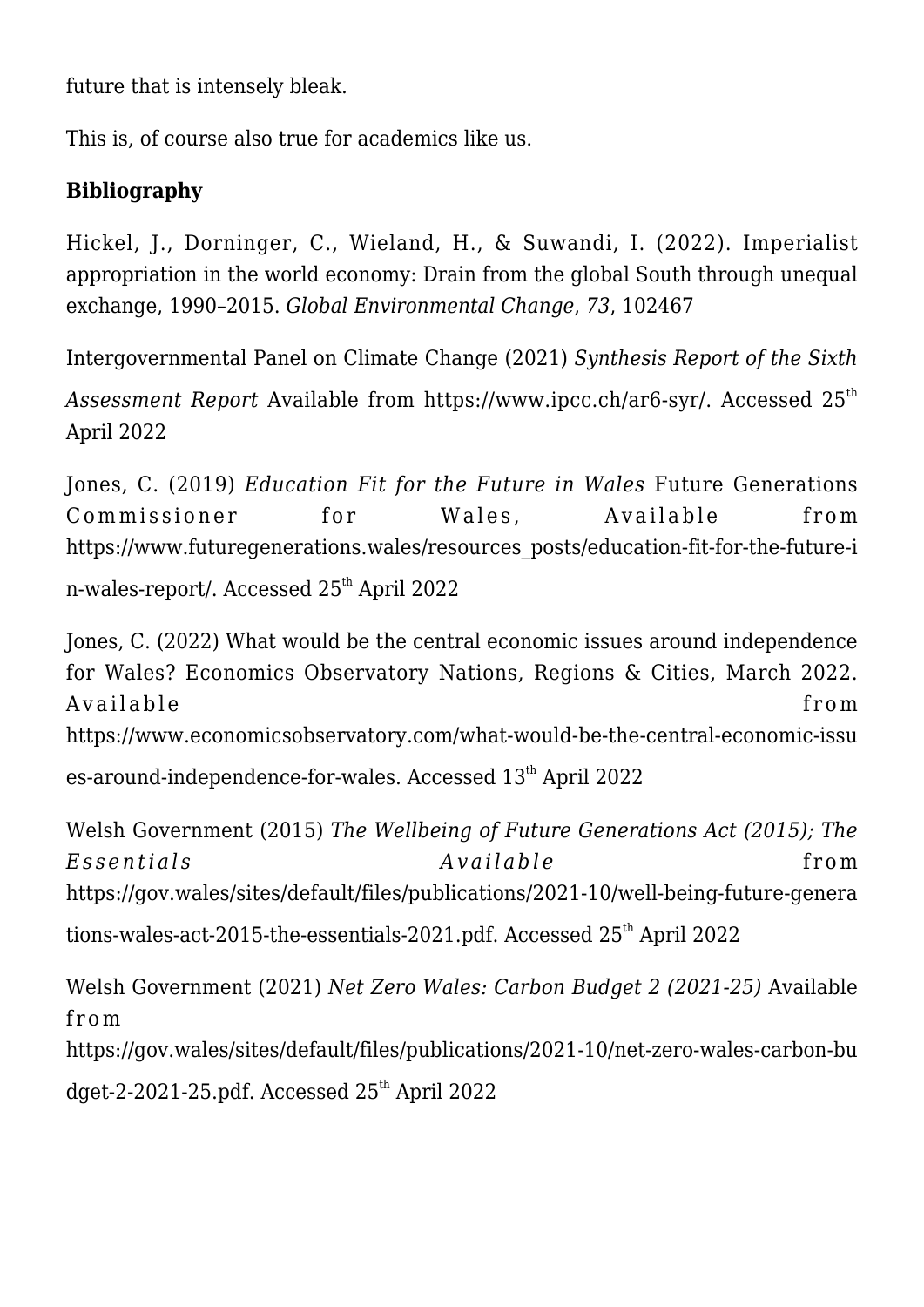future that is intensely bleak.

This is, of course also true for academics like us.

**Bibliography**

Hickel, J., Dorninger, C., Wieland, H., & Suwandi, I. (2022). Imperialist appropriation in the world economy: Drain from the global South through unequal exchange, 1990–2015. *Global Environmental Change*, *73*, 102467

Intergovernmental Panel on Climate Change (2021) *Synthesis Report of the Sixth Assessment Report* Available from https://www.ipcc.ch/ar6-syr/. Accessed 25th April 2022

Jones, C. (2019) *Education Fit for the Future in Wales* Future Generations Commissioner for Wales, Available from https://www.futuregenerations.wales/resources_posts/education-fit-for-the-future-in-wales-report/. Accessed 25th April 2022

Jones, C. (2022) What would be the central economic issues around independence for Wales? Economics Observatory Nations, Regions & Cities, March 2022. Available from https://www.economicsobservatory.com/what-would-be-the-central-economic-issues-around-independence-for-wales. Accessed 13th April 2022

Welsh Government (2015) *The Wellbeing of Future Generations Act (2015); The Essentials Available* from https://gov.wales/sites/default/files/publications/2021-10/well-being-future-generations-wales-act-2015-the-essentials-2021.pdf. Accessed 25th April 2022

Welsh Government (2021) *Net Zero Wales: Carbon Budget 2 (2021-25)* Available from https://gov.wales/sites/default/files/publications/2021-10/net-zero-wales-carbon-budget-2-2021-25.pdf. Accessed 25th April 2022